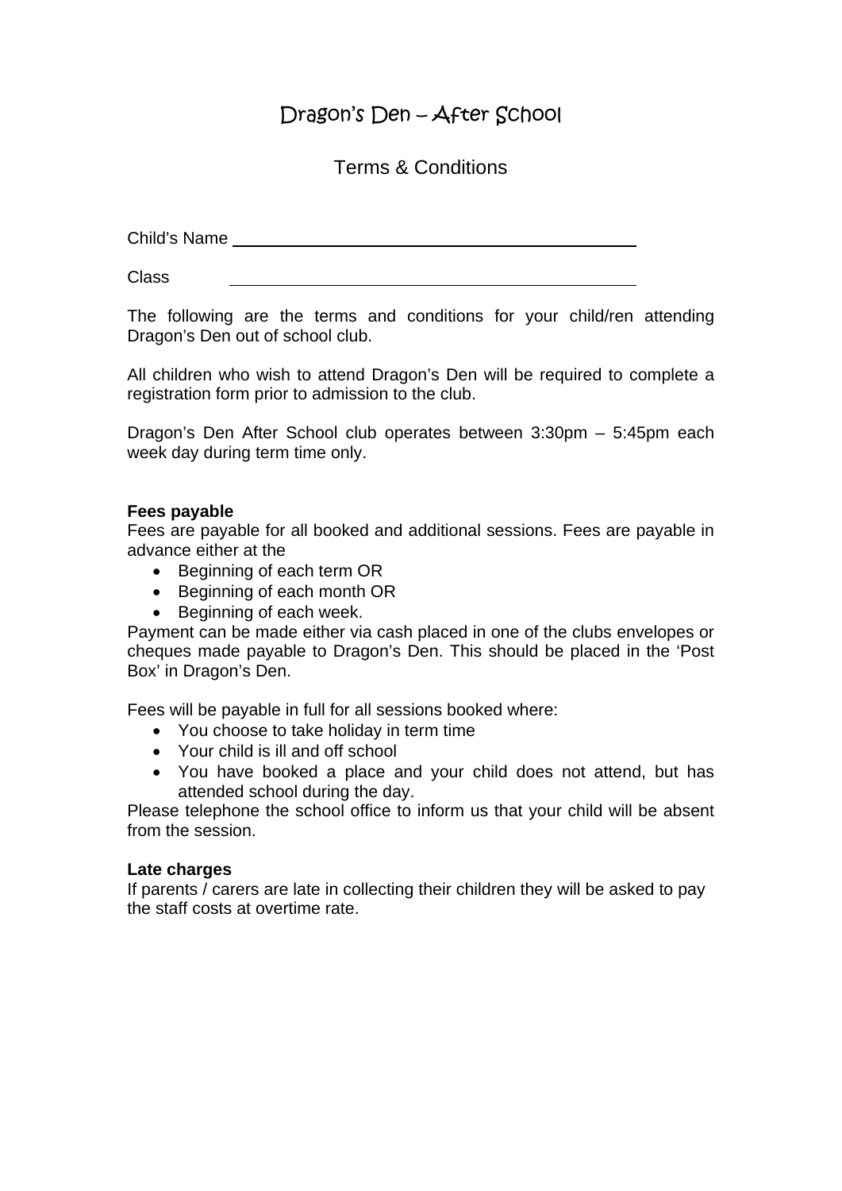# Dragon's Den – After School

## Terms & Conditions

Child's Name ____________________________________________

Class ____________________________________________

The following are the terms and conditions for your child/ren attending Dragon's Den out of school club.

All children who wish to attend Dragon's Den will be required to complete a registration form prior to admission to the club.

Dragon's Den After School club operates between 3:30pm – 5:45pm each week day during term time only.

**Fees payable**

Fees are payable for all booked and additional sessions. Fees are payable in advance either at the

- Beginning of each term OR
- Beginning of each month OR
- Beginning of each week.

Payment can be made either via cash placed in one of the clubs envelopes or cheques made payable to Dragon's Den. This should be placed in the 'Post Box' in Dragon's Den.

Fees will be payable in full for all sessions booked where:

- You choose to take holiday in term time
- Your child is ill and off school
- You have booked a place and your child does not attend, but has attended school during the day.

Please telephone the school office to inform us that your child will be absent from the session.

**Late charges**

If parents / carers are late in collecting their children they will be asked to pay the staff costs at overtime rate.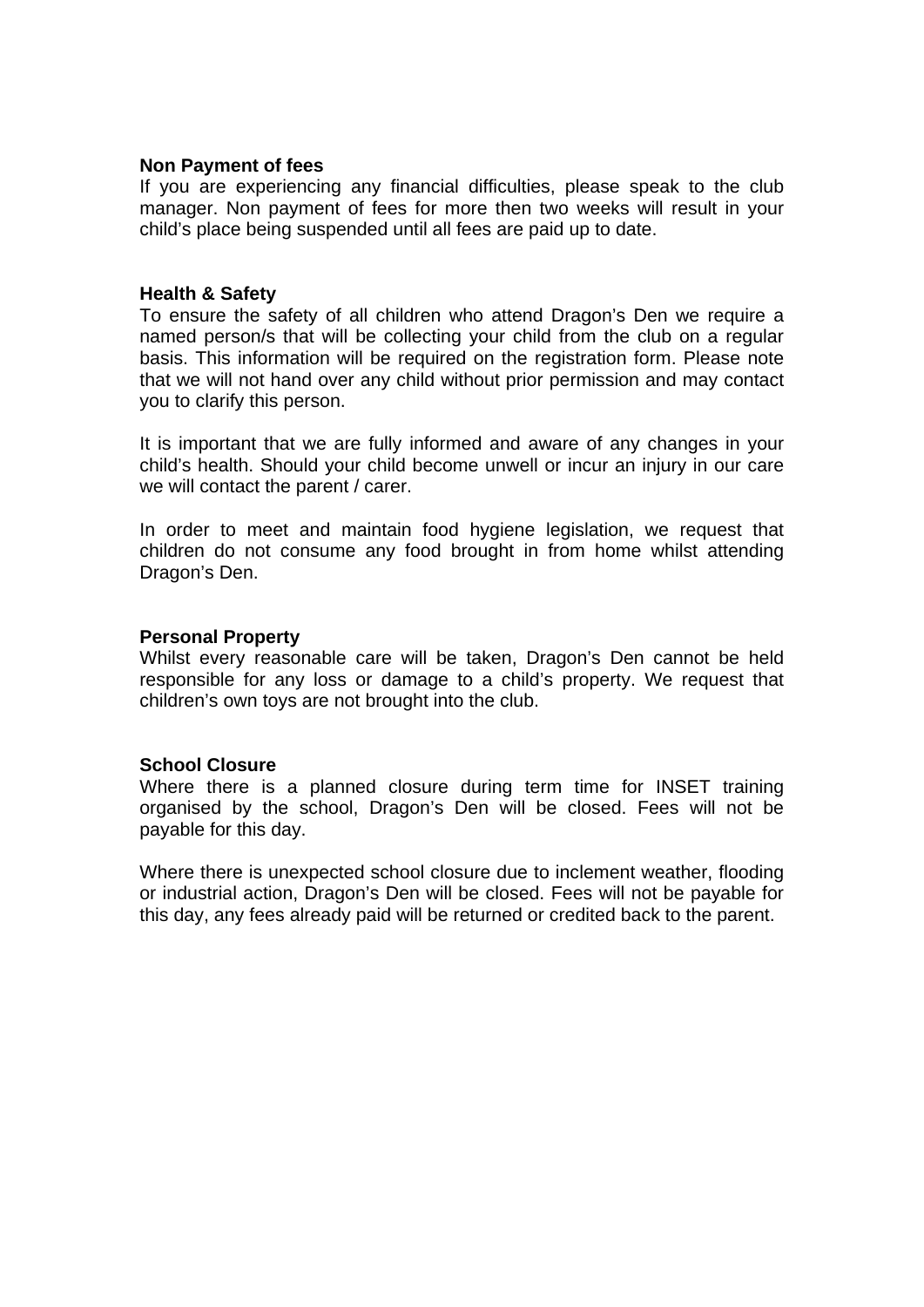**Non Payment of fees**

If you are experiencing any financial difficulties, please speak to the club manager. Non payment of fees for more then two weeks will result in your child's place being suspended until all fees are paid up to date.

**Health & Safety**

To ensure the safety of all children who attend Dragon's Den we require a named person/s that will be collecting your child from the club on a regular basis. This information will be required on the registration form. Please note that we will not hand over any child without prior permission and may contact you to clarify this person.

It is important that we are fully informed and aware of any changes in your child's health. Should your child become unwell or incur an injury in our care we will contact the parent / carer.

In order to meet and maintain food hygiene legislation, we request that children do not consume any food brought in from home whilst attending Dragon's Den.

**Personal Property**

Whilst every reasonable care will be taken, Dragon's Den cannot be held responsible for any loss or damage to a child's property. We request that children's own toys are not brought into the club.

**School Closure**

Where there is a planned closure during term time for INSET training organised by the school, Dragon's Den will be closed. Fees will not be payable for this day.

Where there is unexpected school closure due to inclement weather, flooding or industrial action, Dragon's Den will be closed. Fees will not be payable for this day, any fees already paid will be returned or credited back to the parent.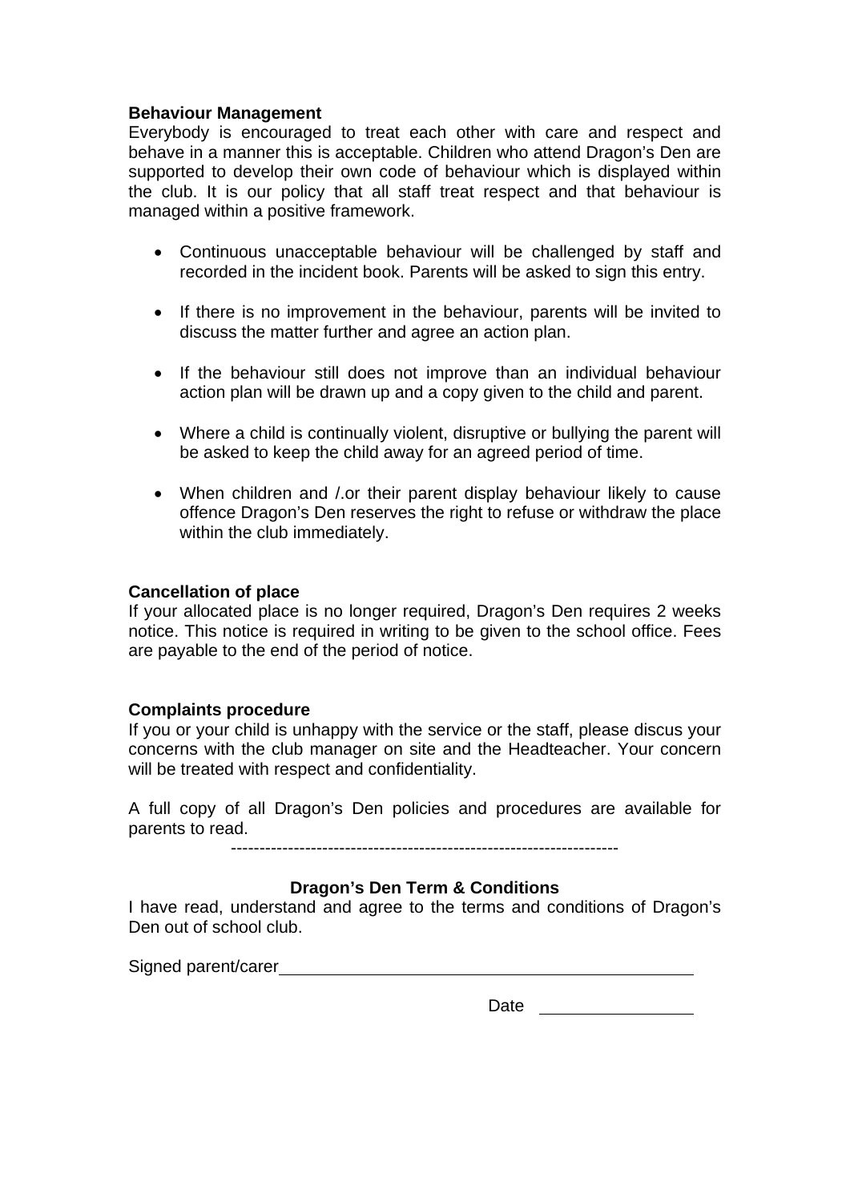**Behaviour Management**

Everybody is encouraged to treat each other with care and respect and behave in a manner this is acceptable. Children who attend Dragon's Den are supported to develop their own code of behaviour which is displayed within the club. It is our policy that all staff treat respect and that behaviour is managed within a positive framework.

- Continuous unacceptable behaviour will be challenged by staff and recorded in the incident book. Parents will be asked to sign this entry.
- If there is no improvement in the behaviour, parents will be invited to discuss the matter further and agree an action plan.
- If the behaviour still does not improve than an individual behaviour action plan will be drawn up and a copy given to the child and parent.
- Where a child is continually violent, disruptive or bullying the parent will be asked to keep the child away for an agreed period of time.
- When children and /.or their parent display behaviour likely to cause offence Dragon's Den reserves the right to refuse or withdraw the place within the club immediately.

**Cancellation of place**

If your allocated place is no longer required, Dragon's Den requires 2 weeks notice. This notice is required in writing to be given to the school office. Fees are payable to the end of the period of notice.

**Complaints procedure**

If you or your child is unhappy with the service or the staff, please discus your concerns with the club manager on site and the Headteacher. Your concern will be treated with respect and confidentiality.

A full copy of all Dragon's Den policies and procedures are available for parents to read.

--------------------------------------------------------------------

**Dragon's Den Term & Conditions**

I have read, understand and agree to the terms and conditions of Dragon's Den out of school club.

Signed parent/carer\_\_\_\_\_\_\_\_\_\_\_\_\_\_\_\_\_\_\_\_\_\_\_\_\_\_\_\_\_\_\_\_\_\_\_\_\_\_\_\_

Date \_\_\_\_\_\_\_\_\_\_\_\_\_\_\_\_